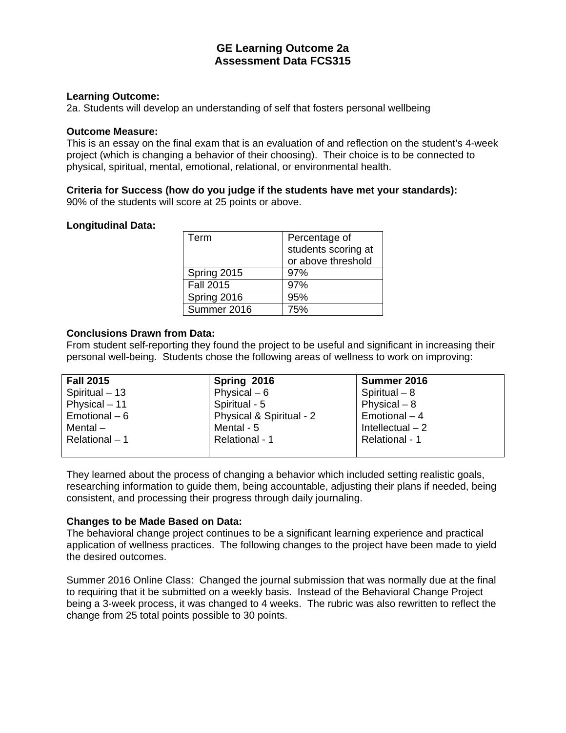# GE Learning Outcome 2a
# Assessment Data FCS315

**Learning Outcome:**
2a. Students will develop an understanding of self that fosters personal wellbeing

**Outcome Measure:**
This is an essay on the final exam that is an evaluation of and reflection on the student's 4-week project (which is changing a behavior of their choosing). Their choice is to be connected to physical, spiritual, mental, emotional, relational, or environmental health.

**Criteria for Success (how do you judge if the students have met your standards):**
90% of the students will score at 25 points or above.

**Longitudinal Data:**

| Term | Percentage of students scoring at or above threshold |
|---|---|
| Spring 2015 | 97% |
| Fall 2015 | 97% |
| Spring 2016 | 95% |
| Summer 2016 | 75% |

**Conclusions Drawn from Data:**
From student self-reporting they found the project to be useful and significant in increasing their personal well-being. Students chose the following areas of wellness to work on improving:

| Fall 2015 | Spring 2016 | Summer 2016 |
|---|---|---|
| Spiritual – 13 | Physical – 6 | Spiritual – 8 |
| Physical – 11 | Spiritual - 5 | Physical – 8 |
| Emotional – 6 | Physical & Spiritual - 2 | Emotional – 4 |
| Mental – | Mental - 5 | Intellectual – 2 |
| Relational – 1 | Relational - 1 | Relational - 1 |

They learned about the process of changing a behavior which included setting realistic goals, researching information to guide them, being accountable, adjusting their plans if needed, being consistent, and processing their progress through daily journaling.

**Changes to be Made Based on Data:**
The behavioral change project continues to be a significant learning experience and practical application of wellness practices. The following changes to the project have been made to yield the desired outcomes.

Summer 2016 Online Class: Changed the journal submission that was normally due at the final to requiring that it be submitted on a weekly basis. Instead of the Behavioral Change Project being a 3-week process, it was changed to 4 weeks. The rubric was also rewritten to reflect the change from 25 total points possible to 30 points.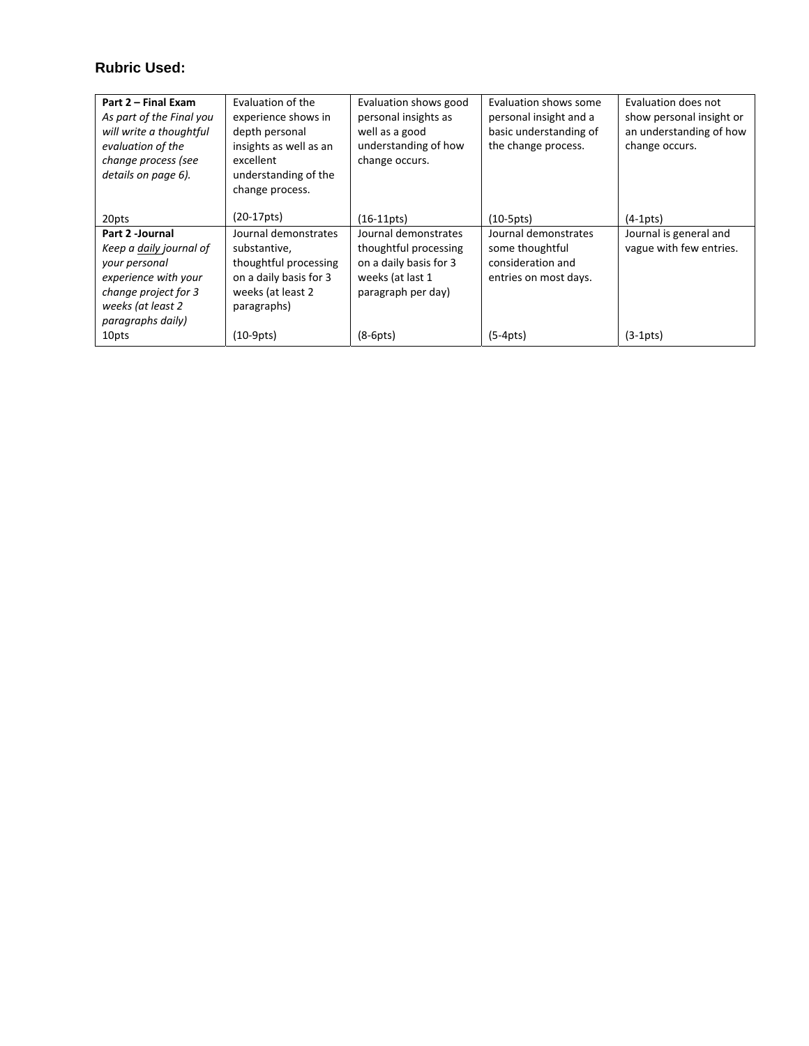**Rubric Used:**

| | | | | |
|---|---|---|---|---|
| **Part 2 – Final Exam** *As part of the Final you will write a thoughtful evaluation of the change process (see details on page 6).* 20pts | Evaluation of the experience shows in depth personal insights as well as an excellent understanding of the change process. (20-17pts) | Evaluation shows good personal insights as well as a good understanding of how change occurs. (16-11pts) | Evaluation shows some personal insight and a basic understanding of the change process. (10-5pts) | Evaluation does not show personal insight or an understanding of how change occurs. (4-1pts) |
| **Part 2 -Journal** *Keep a daily journal of your personal experience with your change project for 3 weeks (at least 2 paragraphs daily)* 10pts | Journal demonstrates substantive, thoughtful processing on a daily basis for 3 weeks (at least 2 paragraphs) (10-9pts) | Journal demonstrates thoughtful processing on a daily basis for 3 weeks (at last 1 paragraph per day) (8-6pts) | Journal demonstrates some thoughtful consideration and entries on most days. (5-4pts) | Journal is general and vague with few entries. (3-1pts) |